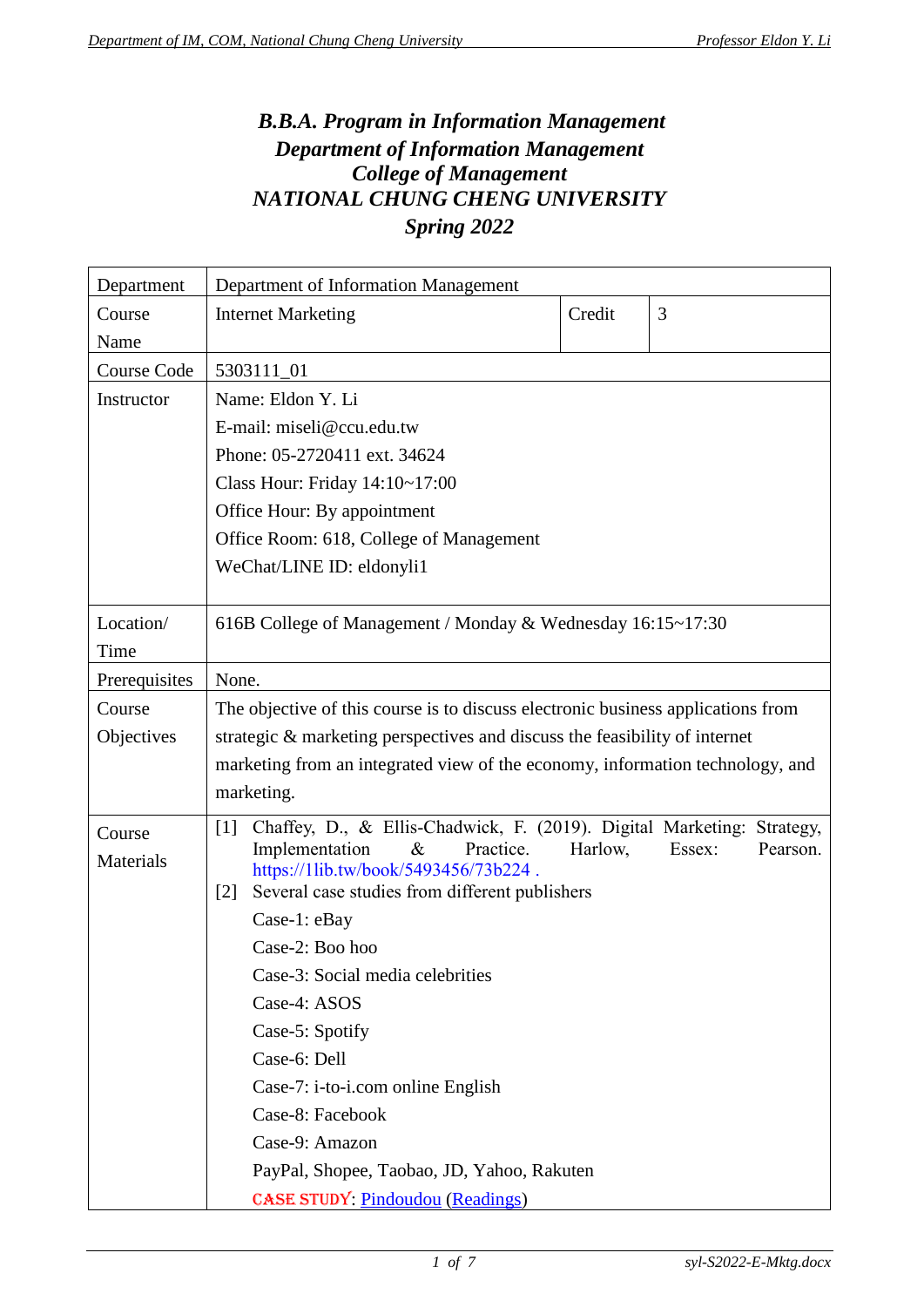# *B.B.A. Program in Information Management*
# *Department of Information Management*
# *College of Management*
# *NATIONAL CHUNG CHENG UNIVERSITY*
# *Spring 2022*

| Department | Department of Information Management | | |
|---|---|---|---|
| Course Name | Internet Marketing | Credit | 3 |
| Course Code | 5303111_01 | | |
| Instructor | Name: Eldon Y. Li<br>E-mail: miseli@ccu.edu.tw<br>Phone: 05-2720411 ext. 34624<br>Class Hour: Friday 14:10~17:00<br>Office Hour: By appointment<br>Office Room: 618, College of Management<br>WeChat/LINE ID: eldonyli1 | | |
| Location/ Time | 616B College of Management / Monday & Wednesday 16:15~17:30 | | |
| Prerequisites | None. | | |
| Course Objectives | The objective of this course is to discuss electronic business applications from strategic & marketing perspectives and discuss the feasibility of internet marketing from an integrated view of the economy, information technology, and marketing. | | |
| Course Materials | [1] Chaffey, D., & Ellis-Chadwick, F. (2019). Digital Marketing: Strategy, Implementation & Practice. Harlow, Essex: Pearson. https://1lib.tw/book/5493456/73b224 .<br>[2] Several case studies from different publishers<br>Case-1: eBay<br>Case-2: Boo hoo<br>Case-3: Social media celebrities<br>Case-4: ASOS<br>Case-5: Spotify<br>Case-6: Dell<br>Case-7: i-to-i.com online English<br>Case-8: Facebook<br>Case-9: Amazon<br>PayPal, Shopee, Taobao, JD, Yahoo, Rakuten<br>CASE STUDY: Pindoudou (Readings) | | |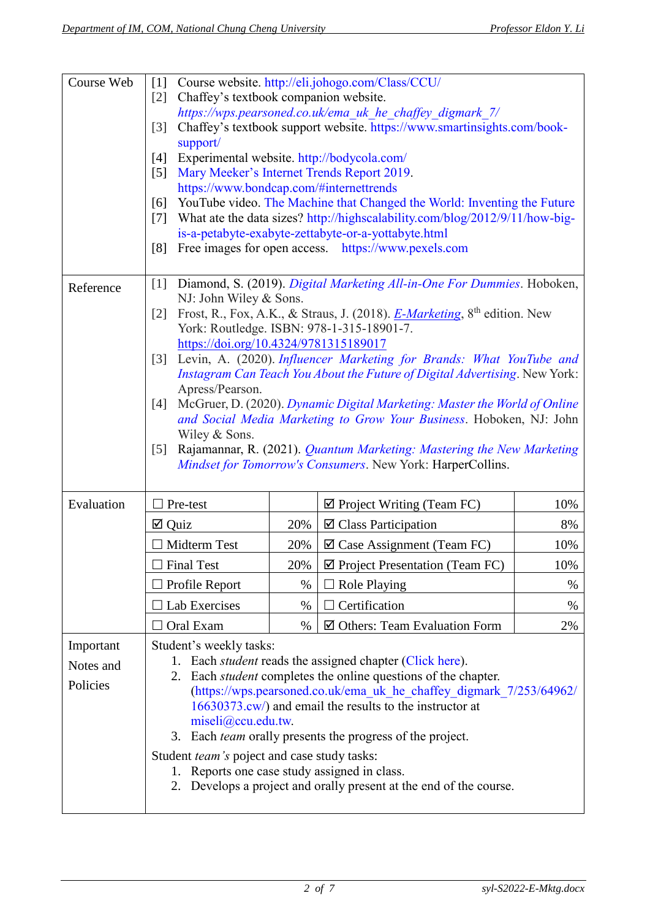| | |
|---|---|
| Course Web | [1] Course website. http://eli.johogo.com/Class/CCU/<br>[2] Chaffey's textbook companion website. *https://wps.pearsoned.co.uk/ema_uk_he_chaffey_digmark_7/*<br>[3] Chaffey's textbook support website. https://www.smartinsights.com/book-support/<br>[4] Experimental website. http://bodycola.com/<br>[5] Mary Meeker's Internet Trends Report 2019. https://www.bondcap.com/#internettrends<br>[6] YouTube video. The Machine that Changed the World: Inventing the Future<br>[7] What ate the data sizes? http://highscalability.com/blog/2012/9/11/how-big-is-a-petabyte-exabyte-zettabyte-or-a-yottabyte.html<br>[8] Free images for open access. https://www.pexels.com |
| Reference | [1] Diamond, S. (2019). *Digital Marketing All-in-One For Dummies*. Hoboken, NJ: John Wiley & Sons.<br>[2] Frost, R., Fox, A.K., & Straus, J. (2018). *E-Marketing*, 8th edition. New York: Routledge. ISBN: 978-1-315-18901-7. https://doi.org/10.4324/9781315189017<br>[3] Levin, A. (2020). *Influencer Marketing for Brands: What YouTube and Instagram Can Teach You About the Future of Digital Advertising*. New York: Apress/Pearson.<br>[4] McGruer, D. (2020). *Dynamic Digital Marketing: Master the World of Online and Social Media Marketing to Grow Your Business*. Hoboken, NJ: John Wiley & Sons.<br>[5] Rajamannar, R. (2021). *Quantum Marketing: Mastering the New Marketing Mindset for Tomorrow's Consumers*. New York: HarperCollins. |

**Evaluation**

| Item | % | Item | % |
|---|---|---|---|
| ☐ Pre-test | | ☑ Project Writing (Team FC) | 10% |
| ☑ Quiz | 20% | ☑ Class Participation | 8% |
| ☐ Midterm Test | 20% | ☑ Case Assignment (Team FC) | 10% |
| ☐ Final Test | 20% | ☑ Project Presentation (Team FC) | 10% |
| ☐ Profile Report | % | ☐ Role Playing | % |
| ☐ Lab Exercises | % | ☐ Certification | % |
| ☐ Oral Exam | % | ☑ Others: Team Evaluation Form | 2% |

**Important Notes and Policies**

Student's weekly tasks:

1. Each *student* reads the assigned chapter (Click here).
2. Each *student* completes the online questions of the chapter. (https://wps.pearsoned.co.uk/ema_uk_he_chaffey_digmark_7/253/64962/16630373.cw/) and email the results to the instructor at miseli@ccu.edu.tw.
3. Each *team* orally presents the progress of the project.

Student *team's* poject and case study tasks:

1. Reports one case study assigned in class.
2. Develops a project and orally present at the end of the course.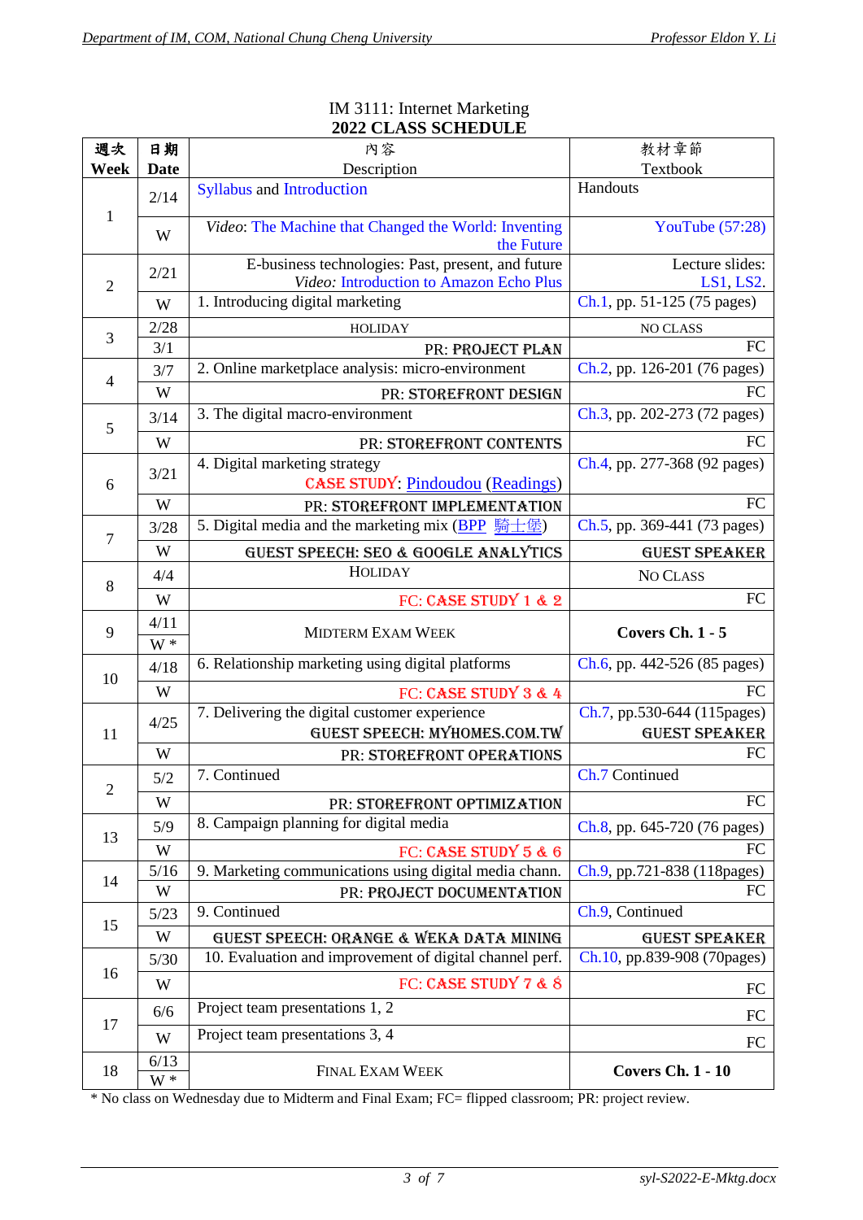IM 3111: Internet Marketing

**2022 CLASS SCHEDULE**

| 週次 Week | 日期 Date | 內容 Description | 教材章節 Textbook |
|---|---|---|---|
| 1 | 2/14 | Syllabus and Introduction | Handouts |
| | W | *Video*: The Machine that Changed the World: Inventing the Future | YouTube (57:28) |
| 2 | 2/21 | E-business technologies: Past, present, and future *Video:* Introduction to Amazon Echo Plus | Lecture slides: LS1, LS2. |
| | W | 1. Introducing digital marketing | Ch.1, pp. 51-125 (75 pages) |
| 3 | 2/28 | HOLIDAY | NO CLASS |
| | 3/1 | PR: PROJECT PLAN | FC |
| 4 | 3/7 | 2. Online marketplace analysis: micro-environment | Ch.2, pp. 126-201 (76 pages) |
| | W | PR: STOREFRONT DESIGN | FC |
| 5 | 3/14 | 3. The digital macro-environment | Ch.3, pp. 202-273 (72 pages) |
| | W | PR: STOREFRONT CONTENTS | FC |
| 6 | 3/21 | 4. Digital marketing strategy CASE STUDY: Pindoudou (Readings) | Ch.4, pp. 277-368 (92 pages) |
| | W | PR: STOREFRONT IMPLEMENTATION | FC |
| 7 | 3/28 | 5. Digital media and the marketing mix (BPP 騎士堡) | Ch.5, pp. 369-441 (73 pages) |
| | W | GUEST SPEECH: SEO & GOOGLE ANALYTICS | GUEST SPEAKER |
| 8 | 4/4 | HOLIDAY | NO CLASS |
| | W | FC: CASE STUDY 1 & 2 | FC |
| 9 | 4/11 | MIDTERM EXAM WEEK | **Covers Ch. 1 - 5** |
| | W * | | |
| 10 | 4/18 | 6. Relationship marketing using digital platforms | Ch.6, pp. 442-526 (85 pages) |
| | W | FC: CASE STUDY 3 & 4 | FC |
| 11 | 4/25 | 7. Delivering the digital customer experience GUEST SPEECH: MYHOMES.COM.TW | Ch.7, pp.530-644 (115pages) GUEST SPEAKER |
| | W | PR: STOREFRONT OPERATIONS | FC |
| 2 | 5/2 | 7. Continued | Ch.7 Continued |
| | W | PR: STOREFRONT OPTIMIZATION | FC |
| 13 | 5/9 | 8. Campaign planning for digital media | Ch.8, pp. 645-720 (76 pages) |
| | W | FC: CASE STUDY 5 & 6 | FC |
| 14 | 5/16 | 9. Marketing communications using digital media chann. | Ch.9, pp.721-838 (118pages) |
| | W | PR: PROJECT DOCUMENTATION | FC |
| 15 | 5/23 | 9. Continued | Ch.9, Continued |
| | W | GUEST SPEECH: ORANGE & WEKA DATA MINING | GUEST SPEAKER |
| 16 | 5/30 | 10. Evaluation and improvement of digital channel perf. | Ch.10, pp.839-908 (70pages) |
| | W | FC: CASE STUDY 7 & 8 | FC |
| 17 | 6/6 | Project team presentations 1, 2 | FC |
| | W | Project team presentations 3, 4 | FC |
| 18 | 6/13 | FINAL EXAM WEEK | **Covers Ch. 1 - 10** |
| | W * | | |

* No class on Wednesday due to Midterm and Final Exam; FC= flipped classroom; PR: project review.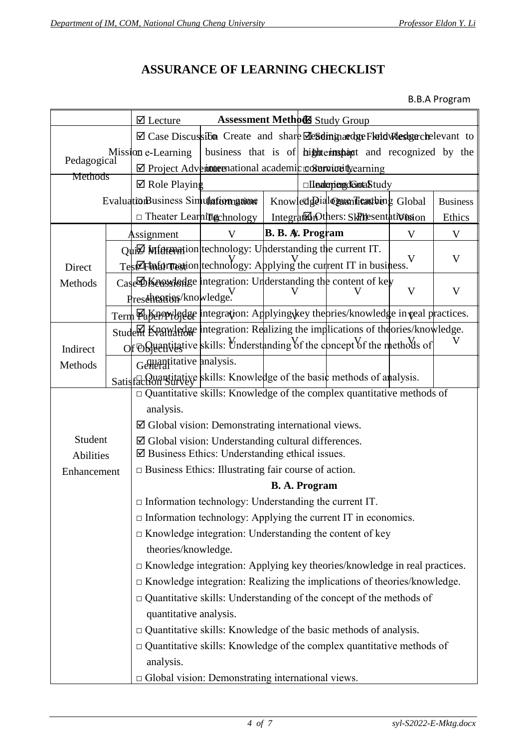# ASSURANCE OF LEARNING CHECKLIST

B.B.A Program

| Assessment Methods | | | | | | |
|---|---|---|---|---|---|---|
| Mission | | To Create and share leading edge knowledge relevant to business that is of high impact and recognized by the international academic community. | | | | |
| Learning Goal | | | | | | |
| Evaluation | | Information Technology | Knowledge Integration | Quantitative Skill | Global Vision | Business Ethics |
| Direct Methods | Assignment | V | V | | V | V |
| | Quiz/ Midterm Test/Final Test | V | V | | V | V |
| | Case Discussion/ Presentation | V | V | V | V | V |
| | Term Paper/Project | V | V | | V | |
| Indirect Methods | Student Evaluation Of Objectives | V | V | V | V | V |
| | General Satisfaction Survey | | | | | |

| | |
|---|---|
| Pedagogical Methods | ☑ Lecture<br>☑ Study Group<br>☑ Case Discussion<br>☑ Seminar or Field Research<br>□ e-Learning<br>□ Internship<br>☑ Project Adventure<br>□ Service Learning<br>☑ Role Playing<br>□ Independent Study<br>□ Business Simulation game<br>□ Dialogue Teaching<br>□ Theater Learning<br>☑ Others: Presentations |
| Student Abilities Enhancement | **B. B. A. Program**<br>☑ Information technology: Understanding the current IT.<br>☑ Information technology: Applying the current IT in business.<br>☑ Knowledge integration: Understanding the content of key theories/knowledge.<br>☑ Knowledge integration: Applying key theories/knowledge in real practices.<br>☑ Knowledge integration: Realizing the implications of theories/knowledge.<br>□ Quantitative skills: Understanding of the concept of the methods of quantitative analysis.<br>□ Quantitative skills: Knowledge of the basic methods of analysis.<br>□ Quantitative skills: Knowledge of the complex quantitative methods of analysis.<br>☑ Global vision: Demonstrating international views.<br>☑ Global vision: Understanding cultural differences.<br>☑ Business Ethics: Understanding ethical issues.<br>□ Business Ethics: Illustrating fair course of action.<br>**B. A. Program**<br>□ Information technology: Understanding the current IT.<br>□ Information technology: Applying the current IT in economics.<br>□ Knowledge integration: Understanding the content of key theories/knowledge.<br>□ Knowledge integration: Applying key theories/knowledge in real practices.<br>□ Knowledge integration: Realizing the implications of theories/knowledge.<br>□ Quantitative skills: Understanding of the concept of the methods of quantitative analysis.<br>□ Quantitative skills: Knowledge of the basic methods of analysis.<br>□ Quantitative skills: Knowledge of the complex quantitative methods of analysis.<br>□ Global vision: Demonstrating international views. |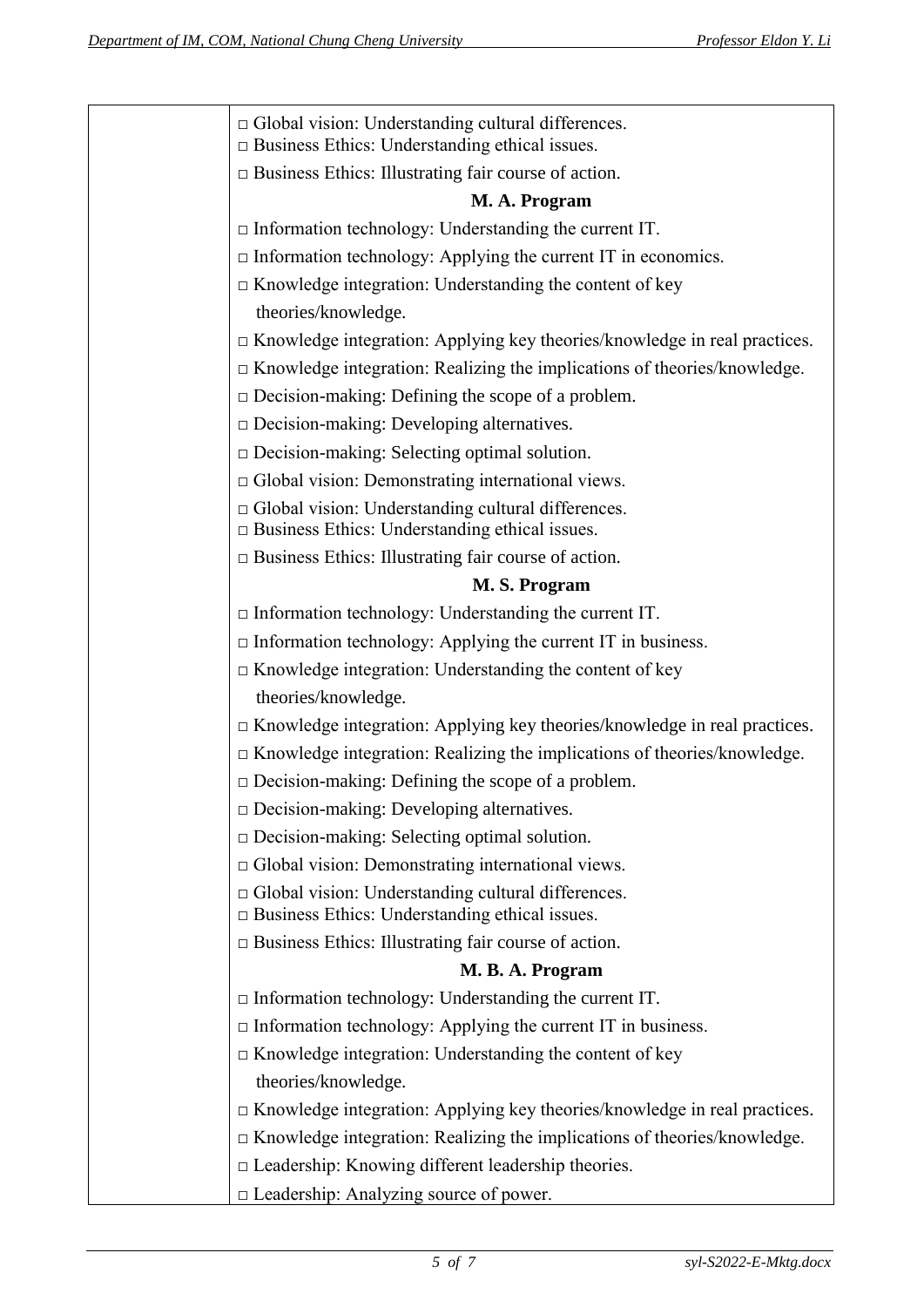| | |
|---|---|
| | □ Global vision: Understanding cultural differences.<br>□ Business Ethics: Understanding ethical issues.<br>□ Business Ethics: Illustrating fair course of action.<br>**M. A. Program**<br>□ Information technology: Understanding the current IT.<br>□ Information technology: Applying the current IT in economics.<br>□ Knowledge integration: Understanding the content of key theories/knowledge.<br>□ Knowledge integration: Applying key theories/knowledge in real practices.<br>□ Knowledge integration: Realizing the implications of theories/knowledge.<br>□ Decision-making: Defining the scope of a problem.<br>□ Decision-making: Developing alternatives.<br>□ Decision-making: Selecting optimal solution.<br>□ Global vision: Demonstrating international views.<br>□ Global vision: Understanding cultural differences.<br>□ Business Ethics: Understanding ethical issues.<br>□ Business Ethics: Illustrating fair course of action.<br>**M. S. Program**<br>□ Information technology: Understanding the current IT.<br>□ Information technology: Applying the current IT in business.<br>□ Knowledge integration: Understanding the content of key theories/knowledge.<br>□ Knowledge integration: Applying key theories/knowledge in real practices.<br>□ Knowledge integration: Realizing the implications of theories/knowledge.<br>□ Decision-making: Defining the scope of a problem.<br>□ Decision-making: Developing alternatives.<br>□ Decision-making: Selecting optimal solution.<br>□ Global vision: Demonstrating international views.<br>□ Global vision: Understanding cultural differences.<br>□ Business Ethics: Understanding ethical issues.<br>□ Business Ethics: Illustrating fair course of action.<br>**M. B. A. Program**<br>□ Information technology: Understanding the current IT.<br>□ Information technology: Applying the current IT in business.<br>□ Knowledge integration: Understanding the content of key theories/knowledge.<br>□ Knowledge integration: Applying key theories/knowledge in real practices.<br>□ Knowledge integration: Realizing the implications of theories/knowledge.<br>□ Leadership: Knowing different leadership theories.<br>□ Leadership: Analyzing source of power. |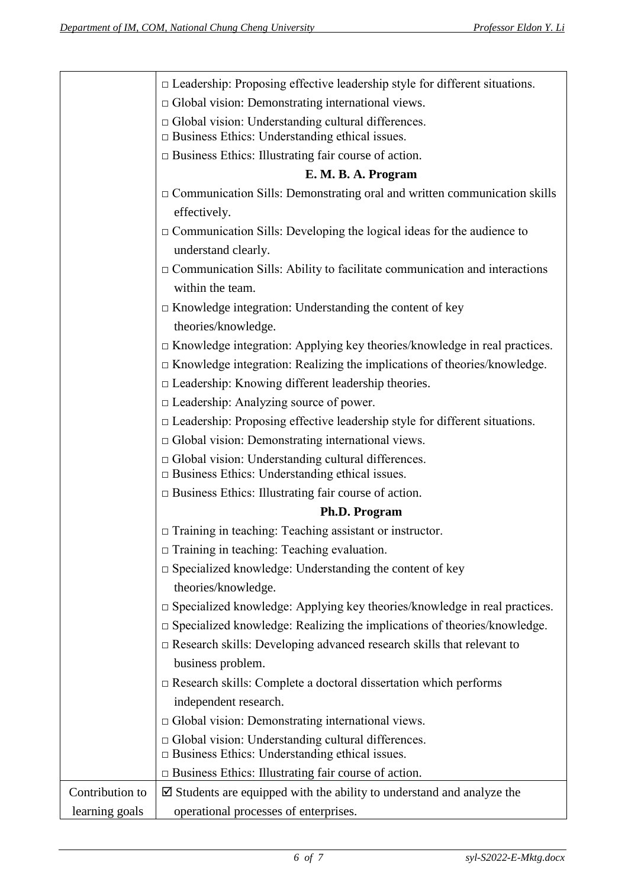| | |
|---|---|
| | □ Leadership: Proposing effective leadership style for different situations.<br>□ Global vision: Demonstrating international views.<br>□ Global vision: Understanding cultural differences.<br>□ Business Ethics: Understanding ethical issues.<br>□ Business Ethics: Illustrating fair course of action.<br>**E. M. B. A. Program**<br>□ Communication Sills: Demonstrating oral and written communication skills effectively.<br>□ Communication Sills: Developing the logical ideas for the audience to understand clearly.<br>□ Communication Sills: Ability to facilitate communication and interactions within the team.<br>□ Knowledge integration: Understanding the content of key theories/knowledge.<br>□ Knowledge integration: Applying key theories/knowledge in real practices.<br>□ Knowledge integration: Realizing the implications of theories/knowledge.<br>□ Leadership: Knowing different leadership theories.<br>□ Leadership: Analyzing source of power.<br>□ Leadership: Proposing effective leadership style for different situations.<br>□ Global vision: Demonstrating international views.<br>□ Global vision: Understanding cultural differences.<br>□ Business Ethics: Understanding ethical issues.<br>□ Business Ethics: Illustrating fair course of action.<br>**Ph.D. Program**<br>□ Training in teaching: Teaching assistant or instructor.<br>□ Training in teaching: Teaching evaluation.<br>□ Specialized knowledge: Understanding the content of key theories/knowledge.<br>□ Specialized knowledge: Applying key theories/knowledge in real practices.<br>□ Specialized knowledge: Realizing the implications of theories/knowledge.<br>□ Research skills: Developing advanced research skills that relevant to business problem.<br>□ Research skills: Complete a doctoral dissertation which performs independent research.<br>□ Global vision: Demonstrating international views.<br>□ Global vision: Understanding cultural differences.<br>□ Business Ethics: Understanding ethical issues.<br>□ Business Ethics: Illustrating fair course of action. |
| Contribution to learning goals | ☑ Students are equipped with the ability to understand and analyze the operational processes of enterprises. |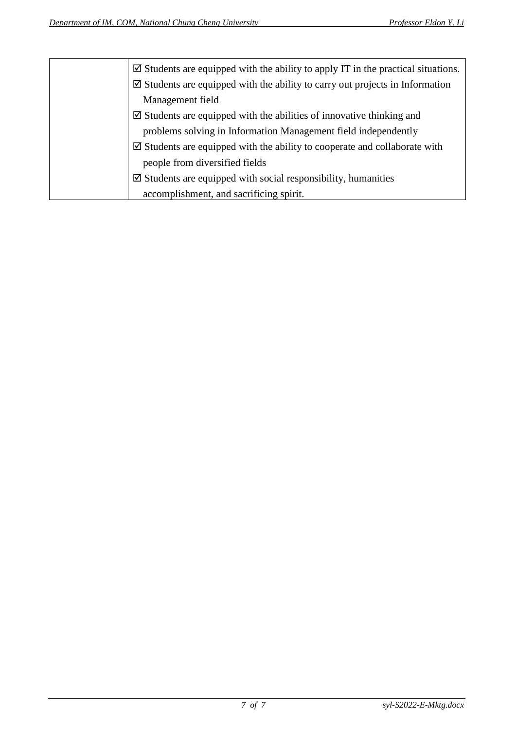| | |
|---|---|
| | ☑ Students are equipped with the ability to apply IT in the practical situations.<br>☑ Students are equipped with the ability to carry out projects in Information Management field<br>☑ Students are equipped with the abilities of innovative thinking and problems solving in Information Management field independently<br>☑ Students are equipped with the ability to cooperate and collaborate with people from diversified fields<br>☑ Students are equipped with social responsibility, humanities accomplishment, and sacrificing spirit. |